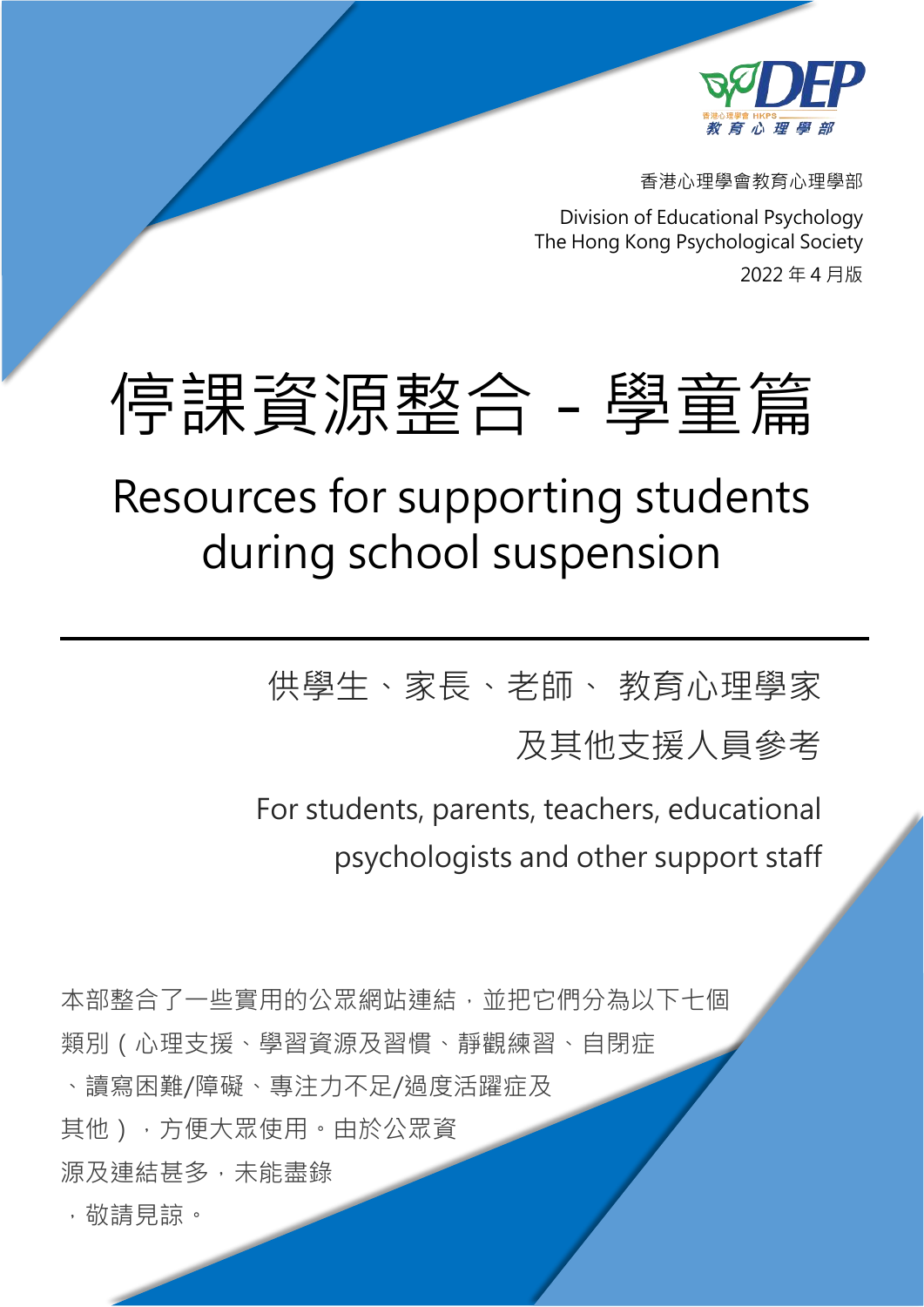香港心理學會教育心理學部

Division of Educational Psychology
The Hong Kong Psychological Society

2022 年 4 月版

# 停課資源整合 - 學童篇

## Resources for supporting students during school suspension

---

供學生、家長、老師、 教育心理學家及其他支援人員參考

For students, parents, teachers, educational psychologists and other support staff

本部整合了一些實用的公眾網站連結，並把它們分為以下七個類別（心理支援、學習資源及習慣、靜觀練習、自閉症、讀寫困難/障礙、專注力不足/過度活躍症及其他），方便大眾使用。由於公眾資源及連結甚多，未能盡錄，敬請見諒。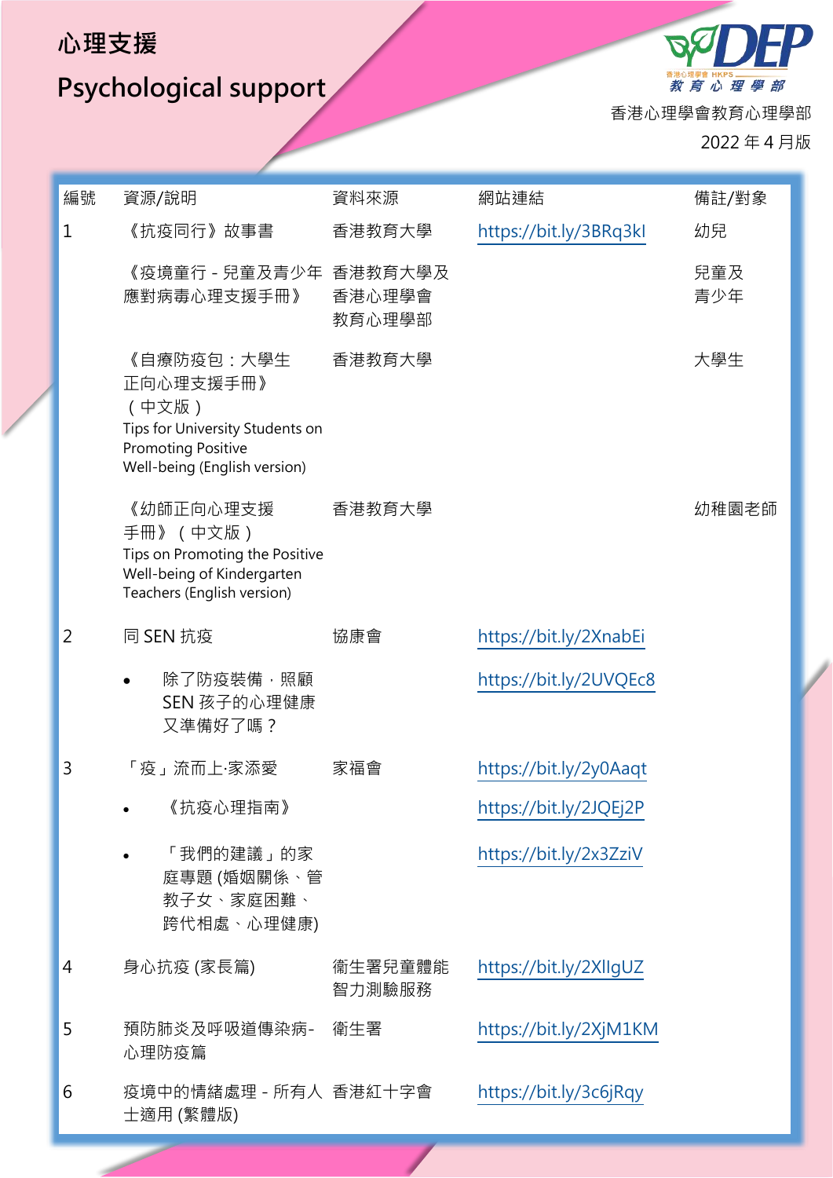# 心理支援

# Psychological support

香港心理學會教育心理學部

2022 年 4 月版

| 編號 | 資源/說明 | 資料來源 | 網站連結 | 備註/對象 |
| --- | --- | --- | --- | --- |
| 1 | 《抗疫同行》故事書 | 香港教育大學 | https://bit.ly/3BRq3kI | 幼兒 |
| | 《疫境童行 - 兒童及青少年應對病毒心理支援手冊》 | 香港教育大學及香港心理學會教育心理學部 | | 兒童及青少年 |
| | 《自療防疫包：大學生正向心理支援手冊》（中文版）Tips for University Students on Promoting Positive Well-being (English version) | 香港教育大學 | | 大學生 |
| | 《幼師正向心理支援手冊》（中文版）Tips on Promoting the Positive Well-being of Kindergarten Teachers (English version) | 香港教育大學 | | 幼稚園老師 |
| 2 | 同 SEN 抗疫 | 協康會 | https://bit.ly/2XnabEi | |
| | • 除了防疫裝備，照顧 SEN 孩子的心理健康又準備好了嗎？ | | https://bit.ly/2UVQEc8 | |
| 3 | 「疫」流而上·家添愛 | 家福會 | https://bit.ly/2y0Aaqt | |
| | • 《抗疫心理指南》 | | https://bit.ly/2JQEj2P | |
| | • 「我們的建議」的家庭專題 (婚姻關係、管教子女、家庭困難、跨代相處、心理健康) | | https://bit.ly/2x3ZziV | |
| 4 | 身心抗疫 (家長篇) | 衞生署兒童體能智力測驗服務 | https://bit.ly/2XlIgUZ | |
| 5 | 預防肺炎及呼吸道傳染病- 心理防疫篇 | 衞生署 | https://bit.ly/2XjM1KM | |
| 6 | 疫境中的情緒處理 - 所有人士適用 (繁體版) | 香港紅十字會 | https://bit.ly/3c6jRqy | |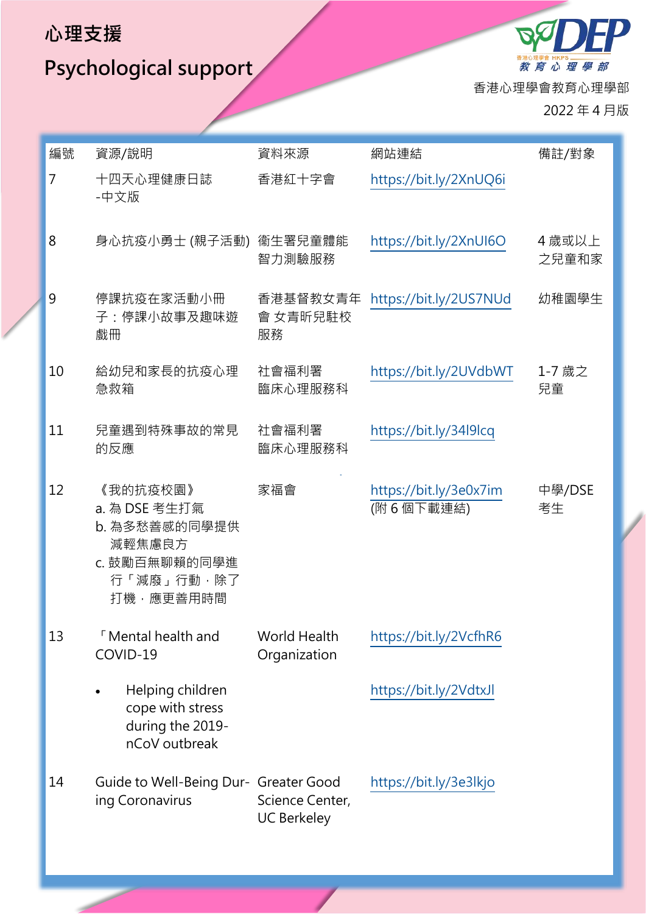# 心理支援

# Psychological support

香港心理學會教育心理學部

2022 年 4 月版

| 編號 | 資源/說明 | 資料來源 | 網站連結 | 備註/對象 |
|---|---|---|---|---|
| 7 | 十四天心理健康日誌 -中文版 | 香港紅十字會 | https://bit.ly/2XnUQ6i | |
| 8 | 身心抗疫小勇士 (親子活動) | 衞生署兒童體能智力測驗服務 | https://bit.ly/2XnUI6O | 4 歲或以上之兒童和家 |
| 9 | 停課抗疫在家活動小冊子：停課小故事及趣味遊戲冊 | 香港基督教女青年會 女青昕兒駐校服務 | https://bit.ly/2US7NUd | 幼稚園學生 |
| 10 | 給幼兒和家長的抗疫心理急救箱 | 社會福利署 臨床心理服務科 | https://bit.ly/2UVdbWT | 1-7 歲之兒童 |
| 11 | 兒童遇到特殊事故的常見的反應 | 社會福利署 臨床心理服務科 | https://bit.ly/34l9lcq | |
| 12 | 《我的抗疫校園》<br>a. 為 DSE 考生打氣<br>b. 為多愁善感的同學提供減輕焦慮良方<br>c. 鼓勵百無聊賴的同學進行「減廢」行動，除了打機，應更善用時間 | 家福會 | https://bit.ly/3e0x7im (附 6 個下載連結) | 中學/DSE 考生 |
| 13 | 「Mental health and COVID-19 | World Health Organization | https://bit.ly/2VcfhR6 | |
| | • Helping children cope with stress during the 2019-nCoV outbreak | | https://bit.ly/2VdtxJl | |
| 14 | Guide to Well-Being During Coronavirus | Greater Good Science Center, UC Berkeley | https://bit.ly/3e3lkjo | |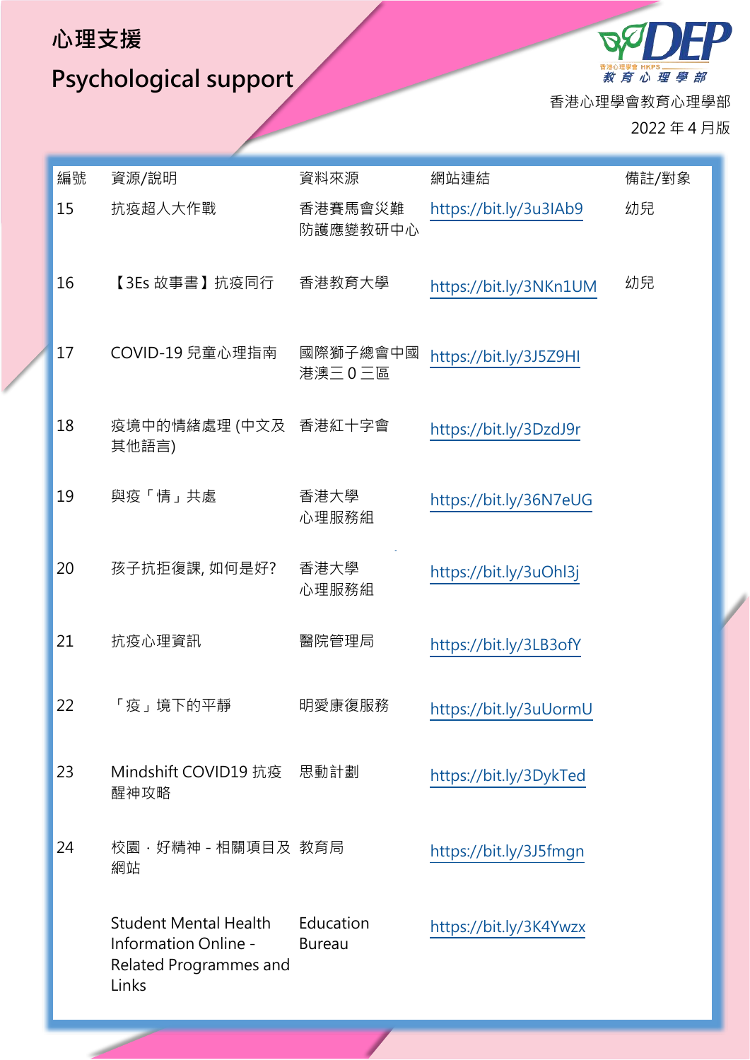# 心理支援

# Psychological support

香港心理學會教育心理學部

2022 年 4 月版

| 編號 | 資源/說明 | 資料來源 | 網站連結 | 備註/對象 |
|---|---|---|---|---|
| 15 | 抗疫超人大作戰 | 香港賽馬會災難防護應變教研中心 | https://bit.ly/3u3IAb9 | 幼兒 |
| 16 | 【3Es 故事書】抗疫同行 | 香港教育大學 | https://bit.ly/3NKn1UM | 幼兒 |
| 17 | COVID-19 兒童心理指南 | 國際獅子總會中國港澳三 0 三區 | https://bit.ly/3J5Z9HI | |
| 18 | 疫境中的情緒處理 (中文及其他語言) | 香港紅十字會 | https://bit.ly/3DzdJ9r | |
| 19 | 與疫「情」共處 | 香港大學心理服務組 | https://bit.ly/36N7eUG | |
| 20 | 孩子抗拒復課, 如何是好? | 香港大學心理服務組 | https://bit.ly/3uOhl3j | |
| 21 | 抗疫心理資訊 | 醫院管理局 | https://bit.ly/3LB3ofY | |
| 22 | 「疫」境下的平靜 | 明愛康復服務 | https://bit.ly/3uUormU | |
| 23 | Mindshift COVID19 抗疫醒神攻略 | 思動計劃 | https://bit.ly/3DykTed | |
| 24 | 校園 · 好精神 - 相關項目及網站 | 教育局 | https://bit.ly/3J5fmgn | |
| | Student Mental Health Information Online - Related Programmes and Links | Education Bureau | https://bit.ly/3K4Ywzx | |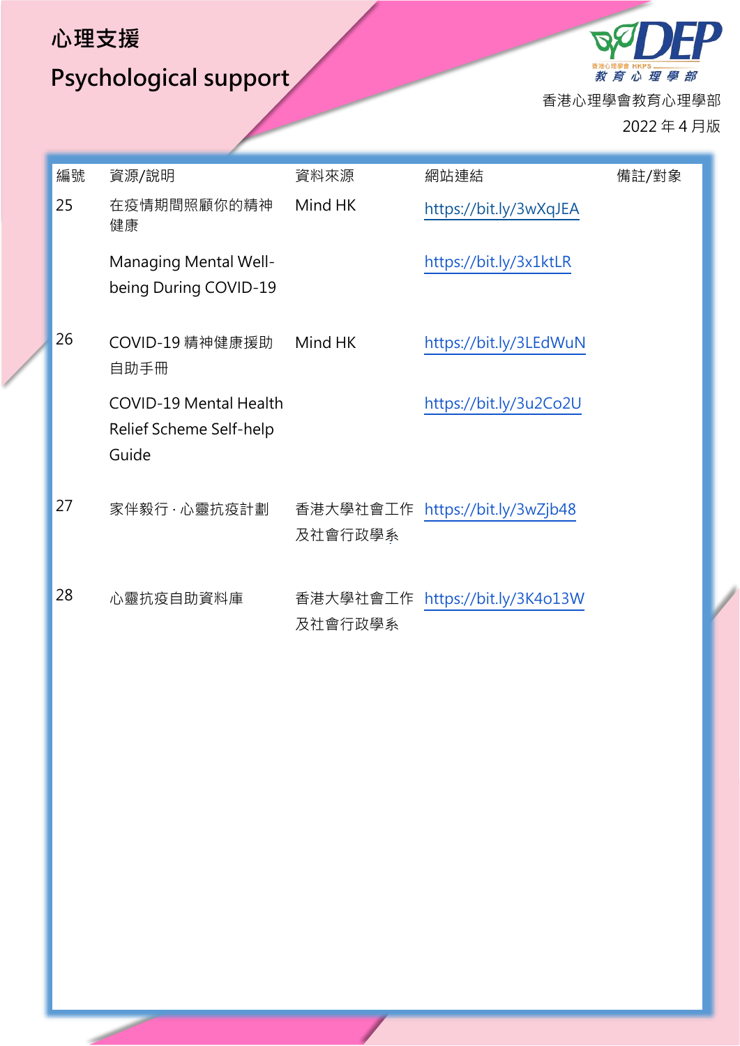# 心理支援

# Psychological support

香港心理學會教育心理學部

2022 年 4 月版

| 編號 | 資源/說明 | 資料來源 | 網站連結 | 備註/對象 |
|---|---|---|---|---|
| 25 | 在疫情期間照顧你的精神健康 | Mind HK | https://bit.ly/3wXqJEA | |
| | Managing Mental Well-being During COVID-19 | | https://bit.ly/3x1ktLR | |
| 26 | COVID-19 精神健康援助自助手冊 | Mind HK | https://bit.ly/3LEdWuN | |
| | COVID-19 Mental Health Relief Scheme Self-help Guide | | https://bit.ly/3u2Co2U | |
| 27 | 家伴毅行．心靈抗疫計劃 | 香港大學社會工作及社會行政學系 | https://bit.ly/3wZjb48 | |
| 28 | 心靈抗疫自助資料庫 | 香港大學社會工作及社會行政學系 | https://bit.ly/3K4o13W | |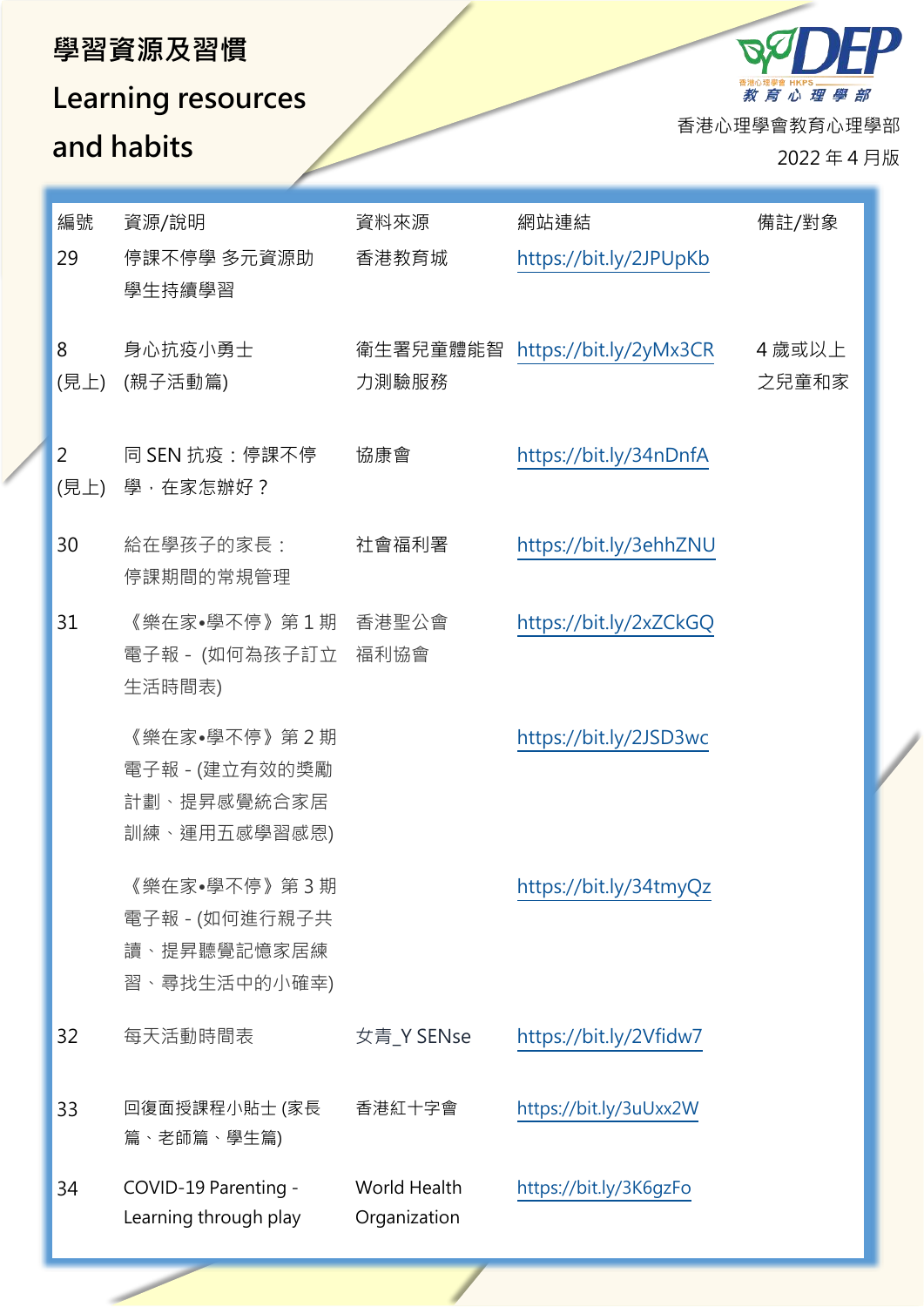# 學習資源及習慣

## Learning resources and habits

香港心理學會教育心理學部

2022 年 4 月版

| 編號 | 資源/說明 | 資料來源 | 網站連結 | 備註/對象 |
|---|---|---|---|---|
| 29 | 停課不停學 多元資源助學生持續學習 | 香港教育城 | https://bit.ly/2JPUpKb | |
| 8 (見上) | 身心抗疫小勇士 (親子活動篇) | 衞生署兒童體能智力測驗服務 | https://bit.ly/2yMx3CR | 4 歲或以上之兒童和家 |
| 2 (見上) | 同 SEN 抗疫：停課不停學，在家怎辦好？ | 協康會 | https://bit.ly/34nDnfA | |
| 30 | 給在學孩子的家長：停課期間的常規管理 | 社會福利署 | https://bit.ly/3ehhZNU | |
| 31 | 《樂在家•學不停》第 1 期電子報 - (如何為孩子訂立生活時間表) | 香港聖公會福利協會 | https://bit.ly/2xZCkGQ | |
| | 《樂在家•學不停》第 2 期電子報 - (建立有效的獎勵計劃、提昇感覺統合家居訓練、運用五感學習感恩) | | https://bit.ly/2JSD3wc | |
| | 《樂在家•學不停》第 3 期電子報 - (如何進行親子共讀、提昇聽覺記憶家居練習、尋找生活中的小確幸) | | https://bit.ly/34tmyQz | |
| 32 | 每天活動時間表 | 女青_Y SENse | https://bit.ly/2Vfidw7 | |
| 33 | 回復面授課程小貼士 (家長篇、老師篇、學生篇) | 香港紅十字會 | https://bit.ly/3uUxx2W | |
| 34 | COVID-19 Parenting - Learning through play | World Health Organization | https://bit.ly/3K6gzFo | |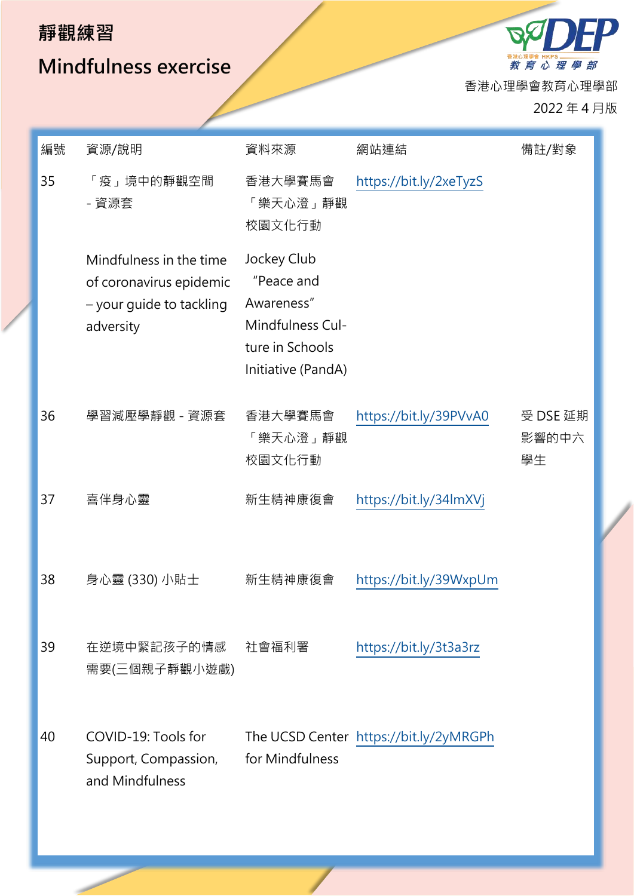# 靜觀練習

# Mindfulness exercise

香港心理學會教育心理學部

2022 年 4 月版

| 編號 | 資源/說明 | 資料來源 | 網站連結 | 備註/對象 |
|---|---|---|---|---|
| 35 | 「疫」境中的靜觀空間 - 資源套<br><br>Mindfulness in the time of coronavirus epidemic – your guide to tackling adversity | 香港大學賽馬會「樂天心澄」靜觀校園文化行動<br><br>Jockey Club "Peace and Awareness" Mindfulness Culture in Schools Initiative (PandA) | https://bit.ly/2xeTyzS | |
| 36 | 學習減壓學靜觀 - 資源套 | 香港大學賽馬會「樂天心澄」靜觀校園文化行動 | https://bit.ly/39PVvA0 | 受 DSE 延期影響的中六學生 |
| 37 | 喜伴身心靈 | 新生精神康復會 | https://bit.ly/34lmXVj | |
| 38 | 身心靈 (330) 小貼士 | 新生精神康復會 | https://bit.ly/39WxpUm | |
| 39 | 在逆境中緊記孩子的情感需要(三個親子靜觀小遊戲) | 社會福利署 | https://bit.ly/3t3a3rz | |
| 40 | COVID-19: Tools for Support, Compassion, and Mindfulness | The UCSD Center for Mindfulness | https://bit.ly/2yMRGPh | |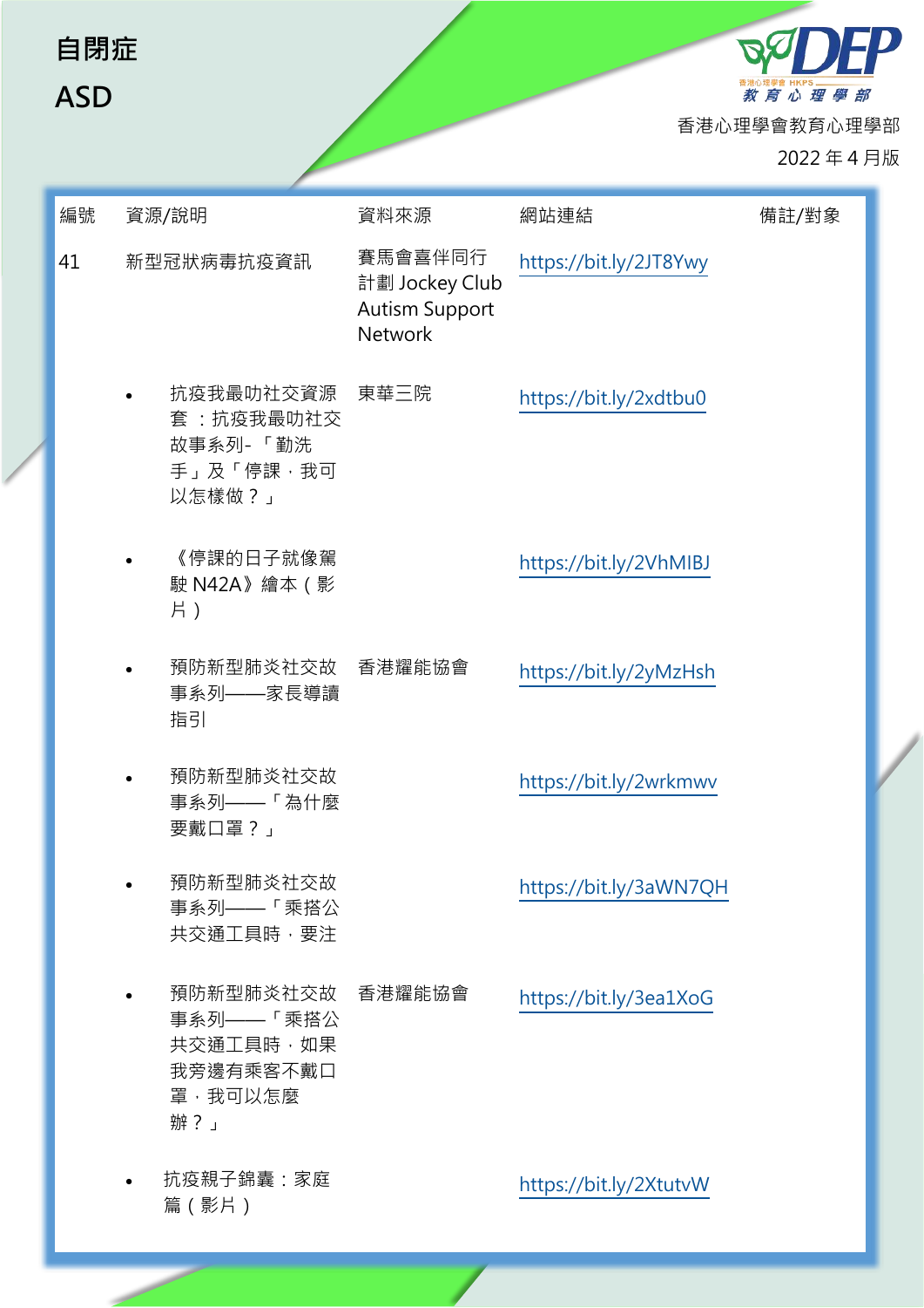# 自閉症

# ASD

香港心理學會教育心理學部

2022 年 4 月版

| 編號 | 資源/說明 | 資料來源 | 網站連結 | 備註/對象 |
|---|---|---|---|---|
| 41 | 新型冠狀病毒抗疫資訊 | 賽馬會喜伴同行計劃 Jockey Club Autism Support Network | https://bit.ly/2JT8Ywy | |
| | • 抗疫我最叻社交資源套 ：抗疫我最叻社交故事系列- 「勤洗手」及「停課，我可以怎樣做？」 | 東華三院 | https://bit.ly/2xdtbu0 | |
| | • 《停課的日子就像駕駛 N42A》繪本（影片） | | https://bit.ly/2VhMIBJ | |
| | • 預防新型肺炎社交故事系列——家長導讀指引 | 香港耀能協會 | https://bit.ly/2yMzHsh | |
| | • 預防新型肺炎社交故事系列——「為什麼要戴口罩？」 | | https://bit.ly/2wrkmwv | |
| | • 預防新型肺炎社交故事系列——「乘搭公共交通工具時，要注 | | https://bit.ly/3aWN7QH | |
| | • 預防新型肺炎社交故事系列——「乘搭公共交通工具時，如果我旁邊有乘客不戴口罩，我可以怎麼辦？」 | 香港耀能協會 | https://bit.ly/3ea1XoG | |
| | • 抗疫親子錦囊：家庭篇（影片） | | https://bit.ly/2XtutvW | |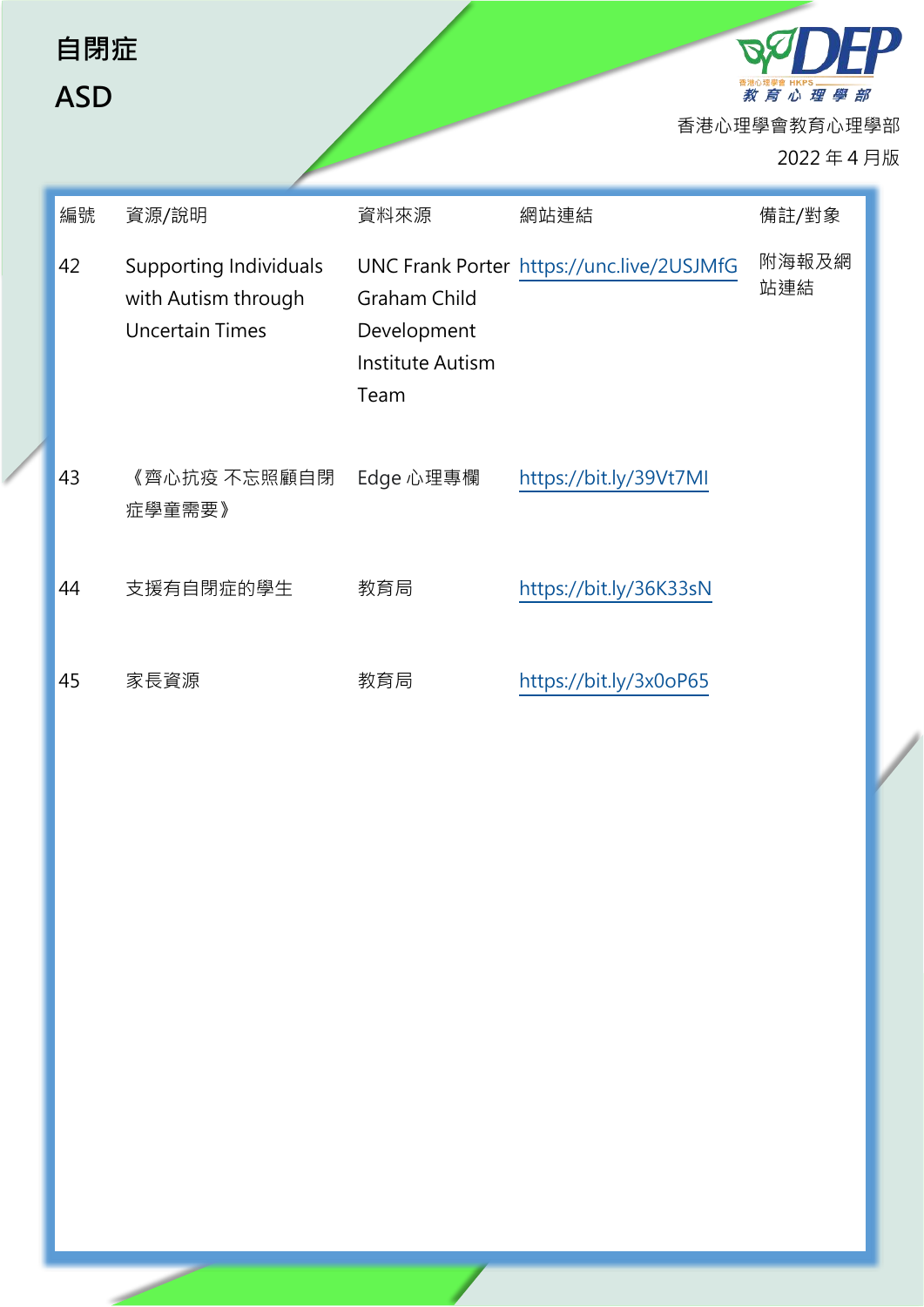# 自閉症

# ASD

香港心理學會教育心理學部

2022 年 4 月版

| 編號 | 資源/說明 | 資料來源 | 網站連結 | 備註/對象 |
| --- | --- | --- | --- | --- |
| 42 | Supporting Individuals with Autism through Uncertain Times | UNC Frank Porter Graham Child Development Institute Autism Team | https://unc.live/2USJMfG | 附海報及網站連結 |
| 43 | 《齊心抗疫 不忘照顧自閉症學童需要》 | Edge 心理專欄 | https://bit.ly/39Vt7MI | |
| 44 | 支援有自閉症的學生 | 教育局 | https://bit.ly/36K33sN | |
| 45 | 家長資源 | 教育局 | https://bit.ly/3x0oP65 | |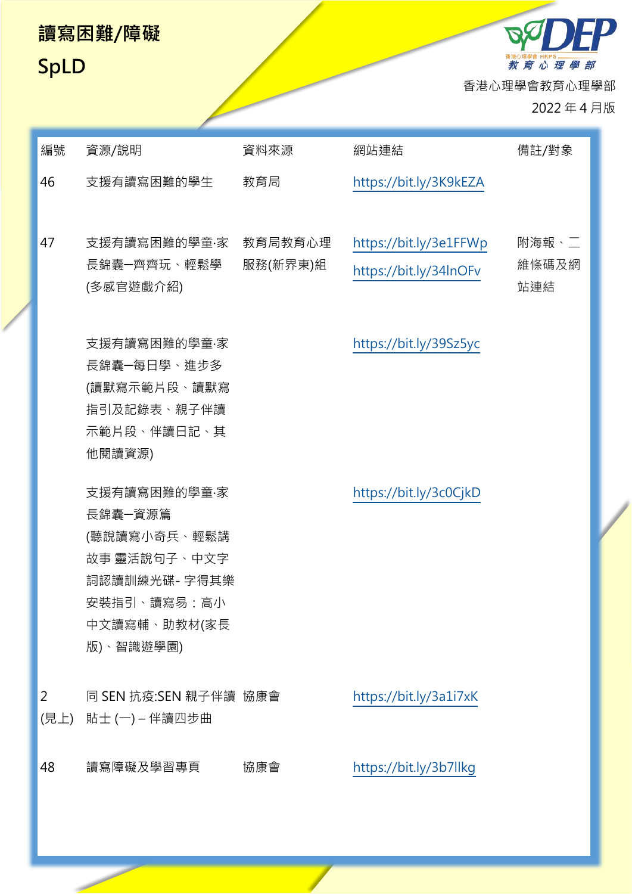# 讀寫困難/障礙

# SpLD

香港心理學會教育心理學部

2022 年 4 月版

| 編號 | 資源/說明 | 資料來源 | 網站連結 | 備註/對象 |
|---|---|---|---|---|
| 46 | 支援有讀寫困難的學生 | 教育局 | https://bit.ly/3K9kEZA | |
| 47 | 支援有讀寫困難的學童·家長錦囊—齊齊玩、輕鬆學 (多感官遊戲介紹) | 教育局教育心理服務(新界東)組 | https://bit.ly/3e1FFWp https://bit.ly/34lnOFv | 附海報、二維條碼及網站連結 |
| | 支援有讀寫困難的學童·家長錦囊—每日學、進步多 (讀默寫示範片段、讀默寫指引及記錄表、親子伴讀示範片段、伴讀日記、其他閱讀資源) | | https://bit.ly/39Sz5yc | |
| | 支援有讀寫困難的學童·家長錦囊—資源篇 (聽說讀寫小奇兵、輕鬆講故事 靈活說句子、中文字詞認讀訓練光碟- 字得其樂安裝指引、讀寫易：高小中文讀寫輔、助教材(家長版)、智識遊學園) | | https://bit.ly/3c0CjkD | |
| 2 (見上) | 同 SEN 抗疫:SEN 親子伴讀貼士 (一) – 伴讀四步曲 | 協康會 | https://bit.ly/3a1i7xK | |
| 48 | 讀寫障礙及學習專頁 | 協康會 | https://bit.ly/3b7llkg | |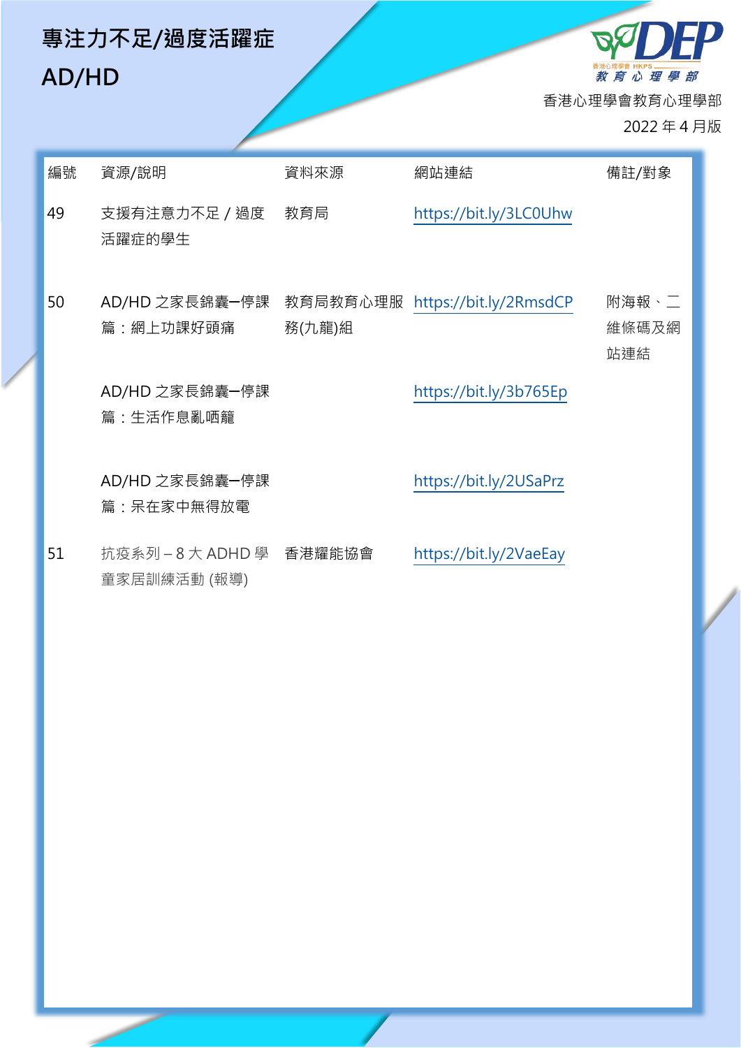# 專注力不足/過度活躍症 AD/HD

香港心理學會教育心理學部

2022 年 4 月版

| 編號 | 資源/說明 | 資料來源 | 網站連結 | 備註/對象 |
|---|---|---|---|---|
| 49 | 支援有注意力不足 / 過度活躍症的學生 | 教育局 | https://bit.ly/3LC0Uhw | |
| 50 | AD/HD 之家長錦囊—停課篇：網上功課好頭痛 | 教育局教育心理服務(九龍)組 | https://bit.ly/2RmsdCP | 附海報、二維條碼及網站連結 |
| | AD/HD 之家長錦囊—停課篇：生活作息亂哂籠 | | https://bit.ly/3b765Ep | |
| | AD/HD 之家長錦囊—停課篇：呆在家中無得放電 | | https://bit.ly/2USaPrz | |
| 51 | 抗疫系列 – 8 大 ADHD 學童家居訓練活動 (報導) | 香港耀能協會 | https://bit.ly/2VaeEay | |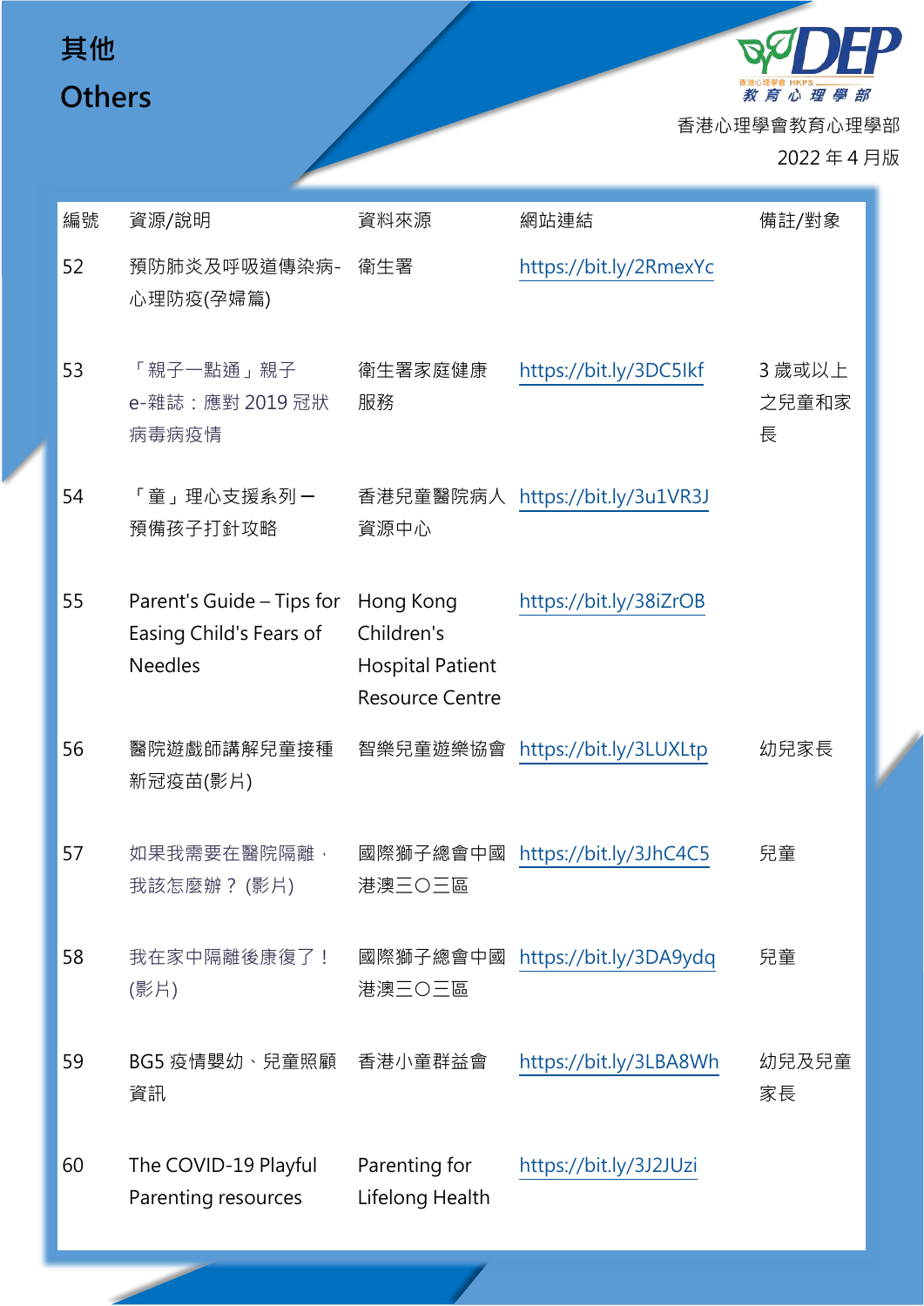# 其他
# Others

香港心理學會教育心理學部

2022 年 4 月版

| 編號 | 資源/說明 | 資料來源 | 網站連結 | 備註/對象 |
|---|---|---|---|---|
| 52 | 預防肺炎及呼吸道傳染病-心理防疫(孕婦篇) | 衞生署 | https://bit.ly/2RmexYc | |
| 53 | 「親子一點通」親子e-雜誌：應對 2019 冠狀病毒病疫情 | 衞生署家庭健康服務 | https://bit.ly/3DC5Ikf | 3 歲或以上之兒童和家長 |
| 54 | 「童」理心支援系列－預備孩子打針攻略 | 香港兒童醫院病人資源中心 | https://bit.ly/3u1VR3J | |
| 55 | Parent's Guide – Tips for Easing Child's Fears of Needles | Hong Kong Children's Hospital Patient Resource Centre | https://bit.ly/38iZrOB | |
| 56 | 醫院遊戲師講解兒童接種新冠疫苗(影片) | 智樂兒童遊樂協會 | https://bit.ly/3LUXLtp | 幼兒家長 |
| 57 | 如果我需要在醫院隔離，我該怎麼辦？(影片) | 國際獅子總會中國港澳三〇三區 | https://bit.ly/3JhC4C5 | 兒童 |
| 58 | 我在家中隔離後康復了！(影片) | 國際獅子總會中國港澳三〇三區 | https://bit.ly/3DA9ydq | 兒童 |
| 59 | BG5 疫情嬰幼、兒童照顧資訊 | 香港小童群益會 | https://bit.ly/3LBA8Wh | 幼兒及兒童家長 |
| 60 | The COVID-19 Playful Parenting resources | Parenting for Lifelong Health | https://bit.ly/3J2JUzi | |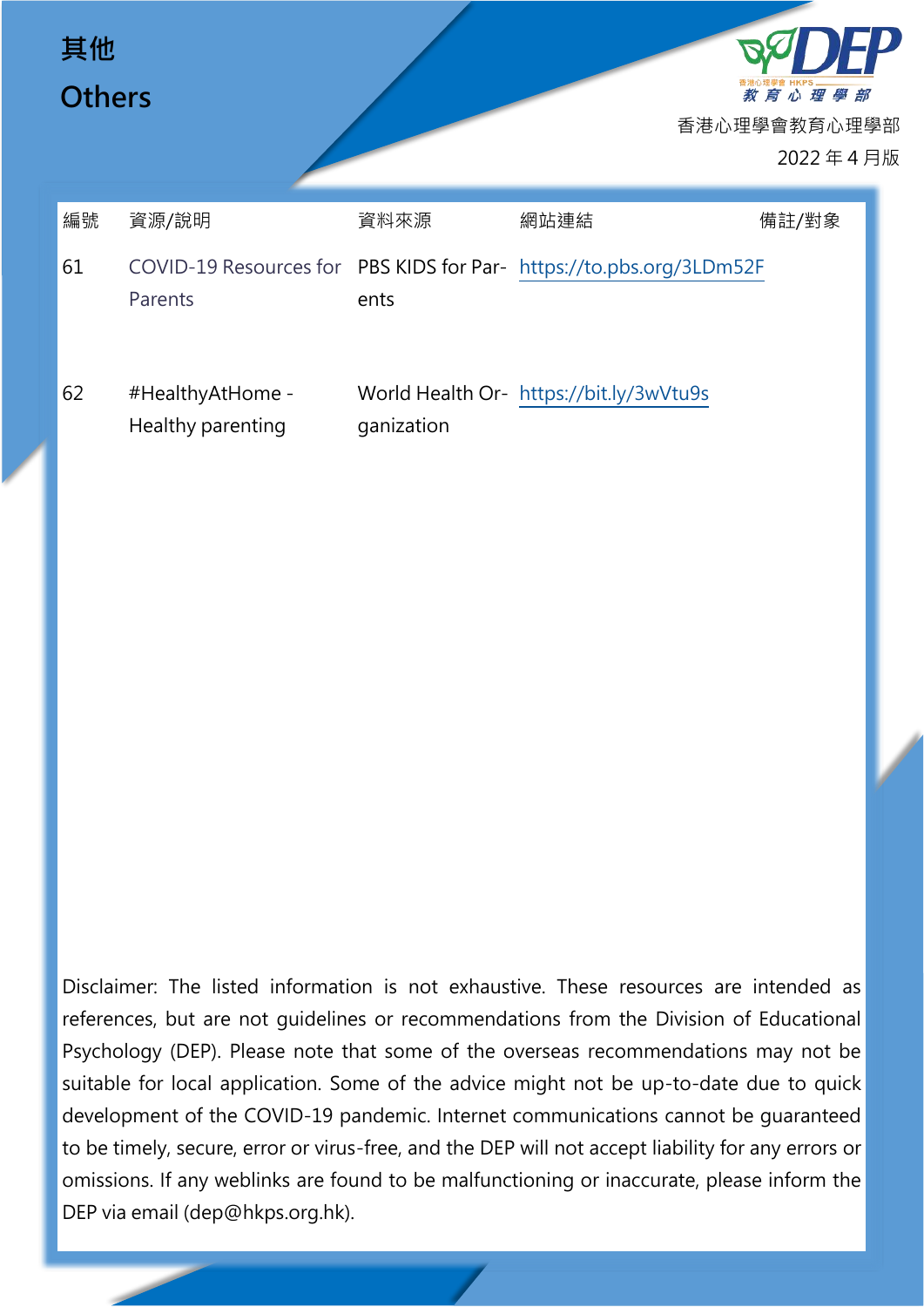# 其他

# Others

香港心理學會教育心理學部

2022 年 4 月版

| 編號 | 資源/說明 | 資料來源 | 網站連結 | 備註/對象 |
|---|---|---|---|---|
| 61 | COVID-19 Resources for Parents | PBS KIDS for Parents | https://to.pbs.org/3LDm52F | |
| 62 | #HealthyAtHome - Healthy parenting | World Health Organization | https://bit.ly/3wVtu9s | |

Disclaimer: The listed information is not exhaustive. These resources are intended as references, but are not guidelines or recommendations from the Division of Educational Psychology (DEP). Please note that some of the overseas recommendations may not be suitable for local application. Some of the advice might not be up-to-date due to quick development of the COVID-19 pandemic. Internet communications cannot be guaranteed to be timely, secure, error or virus-free, and the DEP will not accept liability for any errors or omissions. If any weblinks are found to be malfunctioning or inaccurate, please inform the DEP via email (dep@hkps.org.hk).